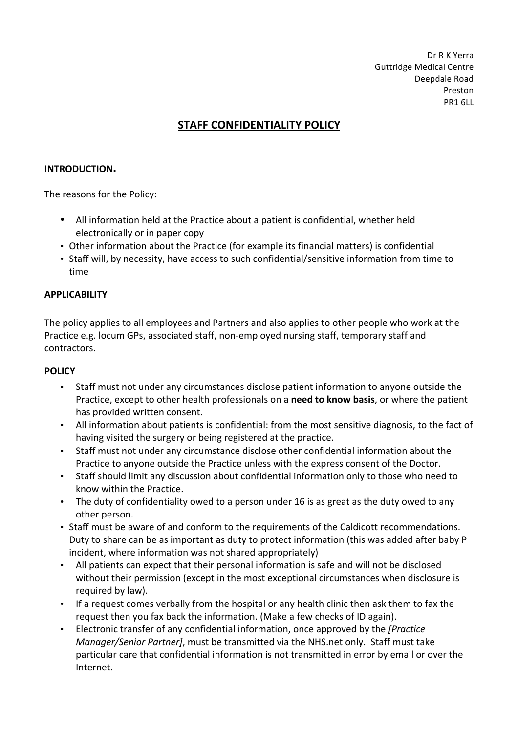Dr R K Yerra
Guttridge Medical Centre
Deepdale Road
Preston
PR1 6LL

# STAFF CONFIDENTIALITY POLICY

## INTRODUCTION.

The reasons for the Policy:

- All information held at the Practice about a patient is confidential, whether held electronically or in paper copy
- Other information about the Practice (for example its financial matters) is confidential
- Staff will, by necessity, have access to such confidential/sensitive information from time to time

## APPLICABILITY

The policy applies to all employees and Partners and also applies to other people who work at the Practice e.g. locum GPs, associated staff, non-employed nursing staff, temporary staff and contractors.

## POLICY

- Staff must not under any circumstances disclose patient information to anyone outside the Practice, except to other health professionals on a **need to know basis**, or where the patient has provided written consent.
- All information about patients is confidential: from the most sensitive diagnosis, to the fact of having visited the surgery or being registered at the practice.
- Staff must not under any circumstance disclose other confidential information about the Practice to anyone outside the Practice unless with the express consent of the Doctor.
- Staff should limit any discussion about confidential information only to those who need to know within the Practice.
- The duty of confidentiality owed to a person under 16 is as great as the duty owed to any other person.
- Staff must be aware of and conform to the requirements of the Caldicott recommendations. Duty to share can be as important as duty to protect information (this was added after baby P incident, where information was not shared appropriately)
- All patients can expect that their personal information is safe and will not be disclosed without their permission (except in the most exceptional circumstances when disclosure is required by law).
- If a request comes verbally from the hospital or any health clinic then ask them to fax the request then you fax back the information. (Make a few checks of ID again).
- Electronic transfer of any confidential information, once approved by the *[Practice Manager/Senior Partner]*, must be transmitted via the NHS.net only. Staff must take particular care that confidential information is not transmitted in error by email or over the Internet.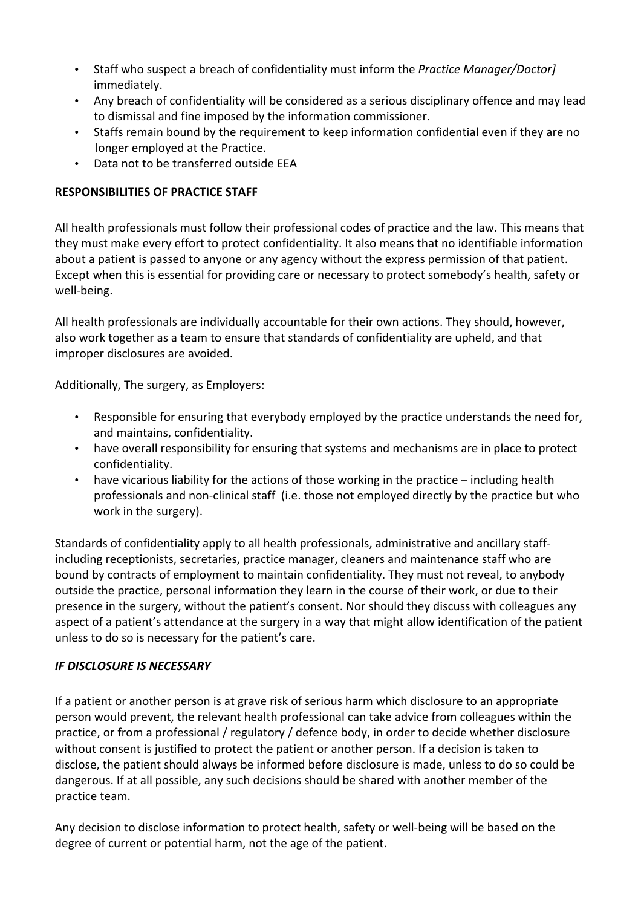- Staff who suspect a breach of confidentiality must inform the *Practice Manager/Doctor]* immediately.
- Any breach of confidentiality will be considered as a serious disciplinary offence and may lead to dismissal and fine imposed by the information commissioner.
- Staffs remain bound by the requirement to keep information confidential even if they are no longer employed at the Practice.
- Data not to be transferred outside EEA

**RESPONSIBILITIES OF PRACTICE STAFF**

All health professionals must follow their professional codes of practice and the law. This means that they must make every effort to protect confidentiality. It also means that no identifiable information about a patient is passed to anyone or any agency without the express permission of that patient. Except when this is essential for providing care or necessary to protect somebody's health, safety or well-being.

All health professionals are individually accountable for their own actions. They should, however, also work together as a team to ensure that standards of confidentiality are upheld, and that improper disclosures are avoided.

Additionally, The surgery, as Employers:

- Responsible for ensuring that everybody employed by the practice understands the need for, and maintains, confidentiality.
- have overall responsibility for ensuring that systems and mechanisms are in place to protect confidentiality.
- have vicarious liability for the actions of those working in the practice – including health professionals and non-clinical staff (i.e. those not employed directly by the practice but who work in the surgery).

Standards of confidentiality apply to all health professionals, administrative and ancillary staff- including receptionists, secretaries, practice manager, cleaners and maintenance staff who are bound by contracts of employment to maintain confidentiality. They must not reveal, to anybody outside the practice, personal information they learn in the course of their work, or due to their presence in the surgery, without the patient's consent. Nor should they discuss with colleagues any aspect of a patient's attendance at the surgery in a way that might allow identification of the patient unless to do so is necessary for the patient's care.

***IF DISCLOSURE IS NECESSARY***

If a patient or another person is at grave risk of serious harm which disclosure to an appropriate person would prevent, the relevant health professional can take advice from colleagues within the practice, or from a professional / regulatory / defence body, in order to decide whether disclosure without consent is justified to protect the patient or another person. If a decision is taken to disclose, the patient should always be informed before disclosure is made, unless to do so could be dangerous. If at all possible, any such decisions should be shared with another member of the practice team.

Any decision to disclose information to protect health, safety or well-being will be based on the degree of current or potential harm, not the age of the patient.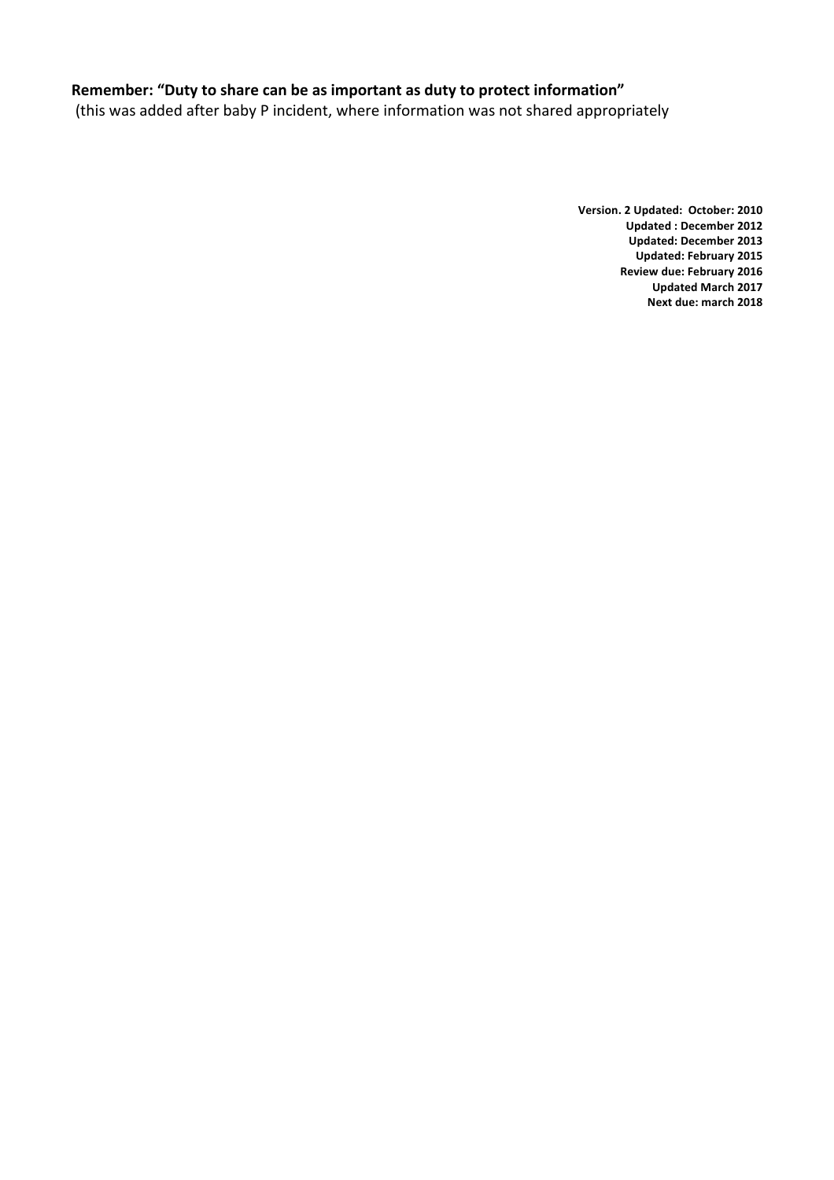**Remember: "Duty to share can be as important as duty to protect information"**

(this was added after baby P incident, where information was not shared appropriately

**Version. 2 Updated: October: 2010**
**Updated : December 2012**
**Updated: December 2013**
**Updated: February 2015**
**Review due: February 2016**
**Updated March 2017**
**Next due: march 2018**